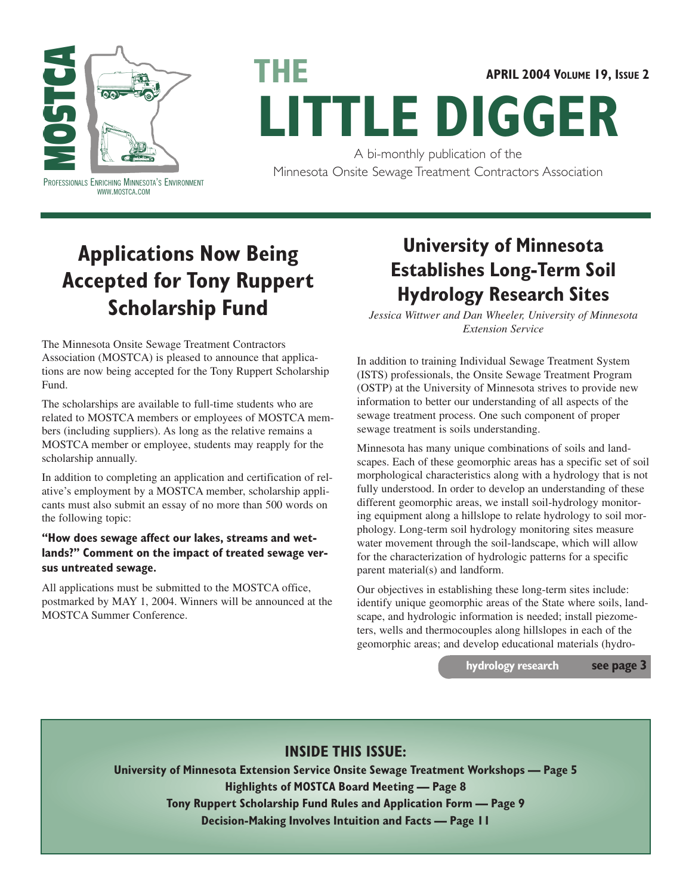MOSTCA

PROFESSIONALS ENRICHING MINNESOTA'S ENVIRONMENT
WWW.MOSTCA.COM

# THE LITTLE DIGGER

APRIL 2004 VOLUME 19, ISSUE 2

A bi-monthly publication of the Minnesota Onsite Sewage Treatment Contractors Association

## Applications Now Being Accepted for Tony Ruppert Scholarship Fund

The Minnesota Onsite Sewage Treatment Contractors Association (MOSTCA) is pleased to announce that applications are now being accepted for the Tony Ruppert Scholarship Fund.

The scholarships are available to full-time students who are related to MOSTCA members or employees of MOSTCA members (including suppliers). As long as the relative remains a MOSTCA member or employee, students may reapply for the scholarship annually.

In addition to completing an application and certification of relative's employment by a MOSTCA member, scholarship applicants must also submit an essay of no more than 500 words on the following topic:

**"How does sewage affect our lakes, streams and wetlands?" Comment on the impact of treated sewage versus untreated sewage.**

All applications must be submitted to the MOSTCA office, postmarked by MAY 1, 2004. Winners will be announced at the MOSTCA Summer Conference.

## University of Minnesota Establishes Long-Term Soil Hydrology Research Sites

*Jessica Wittwer and Dan Wheeler, University of Minnesota Extension Service*

In addition to training Individual Sewage Treatment System (ISTS) professionals, the Onsite Sewage Treatment Program (OSTP) at the University of Minnesota strives to provide new information to better our understanding of all aspects of the sewage treatment process. One such component of proper sewage treatment is soils understanding.

Minnesota has many unique combinations of soils and landscapes. Each of these geomorphic areas has a specific set of soil morphological characteristics along with a hydrology that is not fully understood. In order to develop an understanding of these different geomorphic areas, we install soil-hydrology monitoring equipment along a hillslope to relate hydrology to soil morphology. Long-term soil hydrology monitoring sites measure water movement through the soil-landscape, which will allow for the characterization of hydrologic patterns for a specific parent material(s) and landform.

Our objectives in establishing these long-term sites include: identify unique geomorphic areas of the State where soils, landscape, and hydrologic information is needed; install piezometers, wells and thermocouples along hillslopes in each of the geomorphic areas; and develop educational materials (hydro-

**hydrology research** **see page 3**

### INSIDE THIS ISSUE:

**University of Minnesota Extension Service Onsite Sewage Treatment Workshops — Page 5**
**Highlights of MOSTCA Board Meeting — Page 8**
**Tony Ruppert Scholarship Fund Rules and Application Form — Page 9**
**Decision-Making Involves Intuition and Facts — Page 11**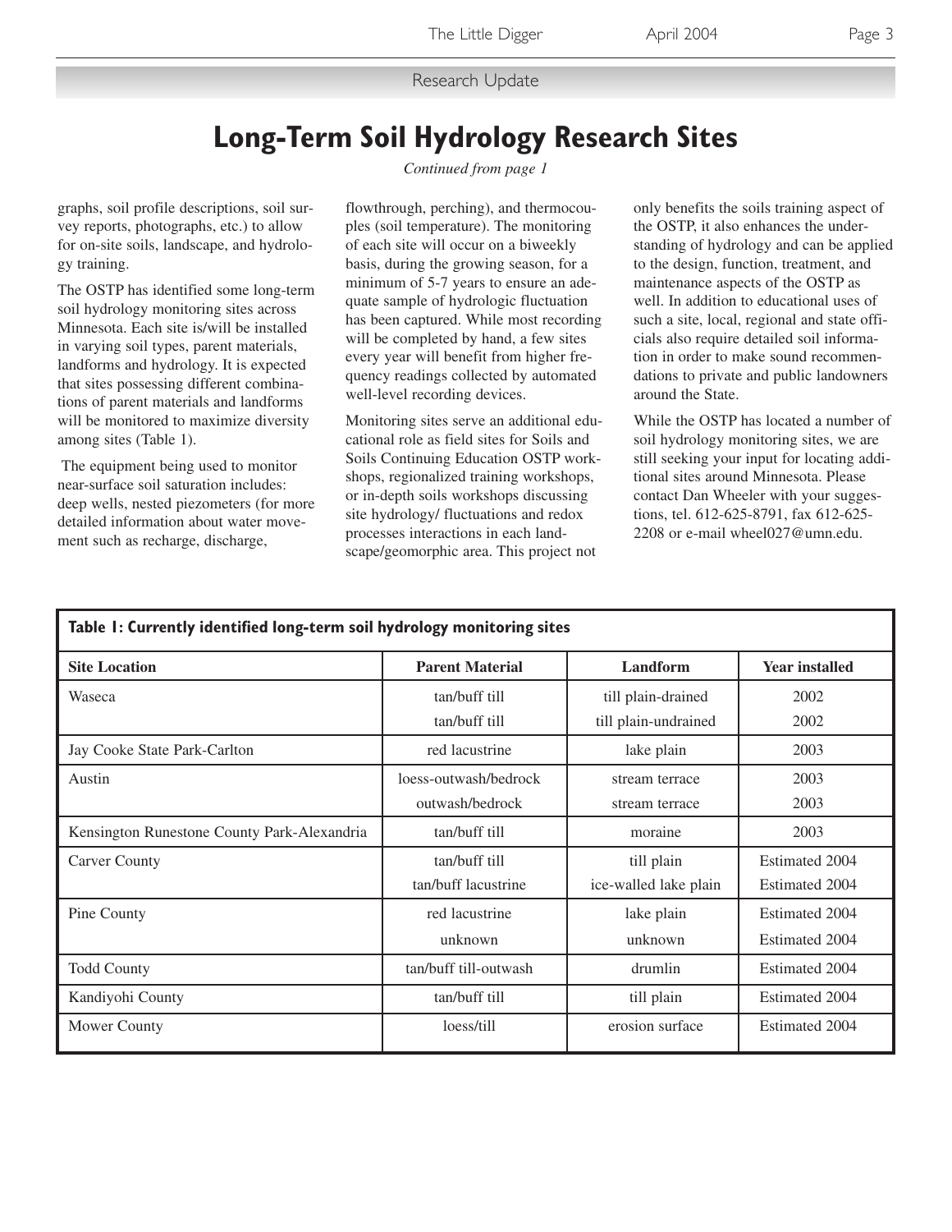Research Update

# Long-Term Soil Hydrology Research Sites

*Continued from page 1*

graphs, soil profile descriptions, soil survey reports, photographs, etc.) to allow for on-site soils, landscape, and hydrology training.

The OSTP has identified some long-term soil hydrology monitoring sites across Minnesota. Each site is/will be installed in varying soil types, parent materials, landforms and hydrology. It is expected that sites possessing different combinations of parent materials and landforms will be monitored to maximize diversity among sites (Table 1).

The equipment being used to monitor near-surface soil saturation includes: deep wells, nested piezometers (for more detailed information about water movement such as recharge, discharge, flowthrough, perching), and thermocouples (soil temperature). The monitoring of each site will occur on a biweekly basis, during the growing season, for a minimum of 5-7 years to ensure an adequate sample of hydrologic fluctuation has been captured. While most recording will be completed by hand, a few sites every year will benefit from higher frequency readings collected by automated well-level recording devices.

Monitoring sites serve an additional educational role as field sites for Soils and Soils Continuing Education OSTP workshops, regionalized training workshops, or in-depth soils workshops discussing site hydrology/ fluctuations and redox processes interactions in each landscape/geomorphic area. This project not only benefits the soils training aspect of the OSTP, it also enhances the understanding of hydrology and can be applied to the design, function, treatment, and maintenance aspects of the OSTP as well. In addition to educational uses of such a site, local, regional and state officials also require detailed soil information in order to make sound recommendations to private and public landowners around the State.

While the OSTP has located a number of soil hydrology monitoring sites, we are still seeking your input for locating additional sites around Minnesota. Please contact Dan Wheeler with your suggestions, tel. 612-625-8791, fax 612-625-2208 or e-mail wheel027@umn.edu.

**Table 1: Currently identified long-term soil hydrology monitoring sites**

| Site Location | Parent Material | Landform | Year installed |
|---|---|---|---|
| Waseca | tan/buff till | till plain-drained | 2002 |
| | tan/buff till | till plain-undrained | 2002 |
| Jay Cooke State Park-Carlton | red lacustrine | lake plain | 2003 |
| Austin | loess-outwash/bedrock | stream terrace | 2003 |
| | outwash/bedrock | stream terrace | 2003 |
| Kensington Runestone County Park-Alexandria | tan/buff till | moraine | 2003 |
| Carver County | tan/buff till | till plain | Estimated 2004 |
| | tan/buff lacustrine | ice-walled lake plain | Estimated 2004 |
| Pine County | red lacustrine | lake plain | Estimated 2004 |
| | unknown | unknown | Estimated 2004 |
| Todd County | tan/buff till-outwash | drumlin | Estimated 2004 |
| Kandiyohi County | tan/buff till | till plain | Estimated 2004 |
| Mower County | loess/till | erosion surface | Estimated 2004 |